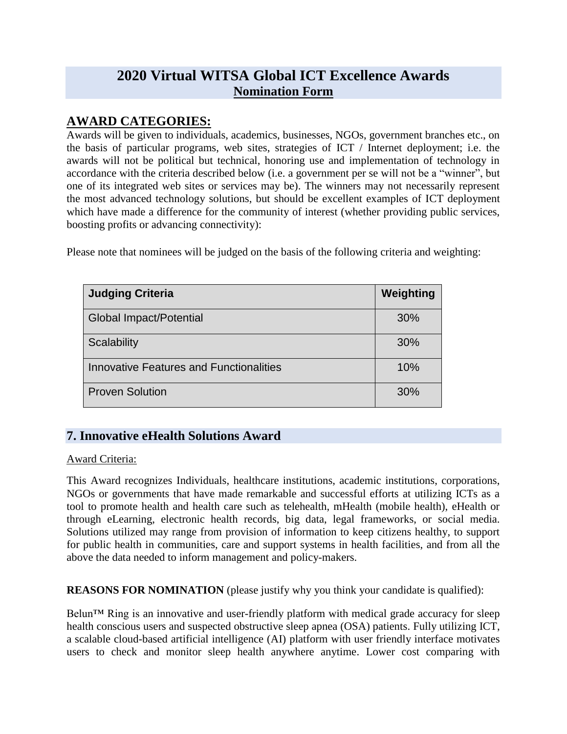# 2020 Virtual WITSA Global ICT Excellence Awards

**Nomination Form**

## AWARD CATEGORIES:

Awards will be given to individuals, academics, businesses, NGOs, government branches etc., on the basis of particular programs, web sites, strategies of ICT / Internet deployment; i.e. the awards will not be political but technical, honoring use and implementation of technology in accordance with the criteria described below (i.e. a government per se will not be a "winner", but one of its integrated web sites or services may be). The winners may not necessarily represent the most advanced technology solutions, but should be excellent examples of ICT deployment which have made a difference for the community of interest (whether providing public services, boosting profits or advancing connectivity):

Please note that nominees will be judged on the basis of the following criteria and weighting:

| Judging Criteria | Weighting |
|---|---|
| Global Impact/Potential | 30% |
| Scalability | 30% |
| Innovative Features and Functionalities | 10% |
| Proven Solution | 30% |

## 7. Innovative eHealth Solutions Award

Award Criteria:

This Award recognizes Individuals, healthcare institutions, academic institutions, corporations, NGOs or governments that have made remarkable and successful efforts at utilizing ICTs as a tool to promote health and health care such as telehealth, mHealth (mobile health), eHealth or through eLearning, electronic health records, big data, legal frameworks, or social media. Solutions utilized may range from provision of information to keep citizens healthy, to support for public health in communities, care and support systems in health facilities, and from all the above the data needed to inform management and policy-makers.

**REASONS FOR NOMINATION** (please justify why you think your candidate is qualified):

Belun™ Ring is an innovative and user-friendly platform with medical grade accuracy for sleep health conscious users and suspected obstructive sleep apnea (OSA) patients. Fully utilizing ICT, a scalable cloud-based artificial intelligence (AI) platform with user friendly interface motivates users to check and monitor sleep health anywhere anytime. Lower cost comparing with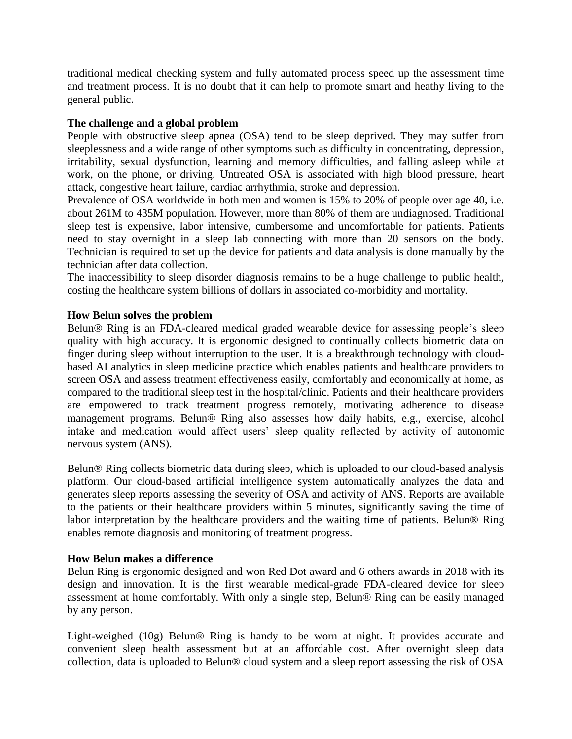traditional medical checking system and fully automated process speed up the assessment time and treatment process. It is no doubt that it can help to promote smart and heathy living to the general public.

**The challenge and a global problem**

People with obstructive sleep apnea (OSA) tend to be sleep deprived. They may suffer from sleeplessness and a wide range of other symptoms such as difficulty in concentrating, depression, irritability, sexual dysfunction, learning and memory difficulties, and falling asleep while at work, on the phone, or driving. Untreated OSA is associated with high blood pressure, heart attack, congestive heart failure, cardiac arrhythmia, stroke and depression.

Prevalence of OSA worldwide in both men and women is 15% to 20% of people over age 40, i.e. about 261M to 435M population. However, more than 80% of them are undiagnosed. Traditional sleep test is expensive, labor intensive, cumbersome and uncomfortable for patients. Patients need to stay overnight in a sleep lab connecting with more than 20 sensors on the body. Technician is required to set up the device for patients and data analysis is done manually by the technician after data collection.

The inaccessibility to sleep disorder diagnosis remains to be a huge challenge to public health, costing the healthcare system billions of dollars in associated co-morbidity and mortality.

**How Belun solves the problem**

Belun® Ring is an FDA-cleared medical graded wearable device for assessing people's sleep quality with high accuracy. It is ergonomic designed to continually collects biometric data on finger during sleep without interruption to the user. It is a breakthrough technology with cloud-based AI analytics in sleep medicine practice which enables patients and healthcare providers to screen OSA and assess treatment effectiveness easily, comfortably and economically at home, as compared to the traditional sleep test in the hospital/clinic. Patients and their healthcare providers are empowered to track treatment progress remotely, motivating adherence to disease management programs. Belun® Ring also assesses how daily habits, e.g., exercise, alcohol intake and medication would affect users' sleep quality reflected by activity of autonomic nervous system (ANS).

Belun® Ring collects biometric data during sleep, which is uploaded to our cloud-based analysis platform. Our cloud-based artificial intelligence system automatically analyzes the data and generates sleep reports assessing the severity of OSA and activity of ANS. Reports are available to the patients or their healthcare providers within 5 minutes, significantly saving the time of labor interpretation by the healthcare providers and the waiting time of patients. Belun® Ring enables remote diagnosis and monitoring of treatment progress.

**How Belun makes a difference**

Belun Ring is ergonomic designed and won Red Dot award and 6 others awards in 2018 with its design and innovation. It is the first wearable medical-grade FDA-cleared device for sleep assessment at home comfortably. With only a single step, Belun® Ring can be easily managed by any person.

Light-weighed (10g) Belun® Ring is handy to be worn at night. It provides accurate and convenient sleep health assessment but at an affordable cost. After overnight sleep data collection, data is uploaded to Belun® cloud system and a sleep report assessing the risk of OSA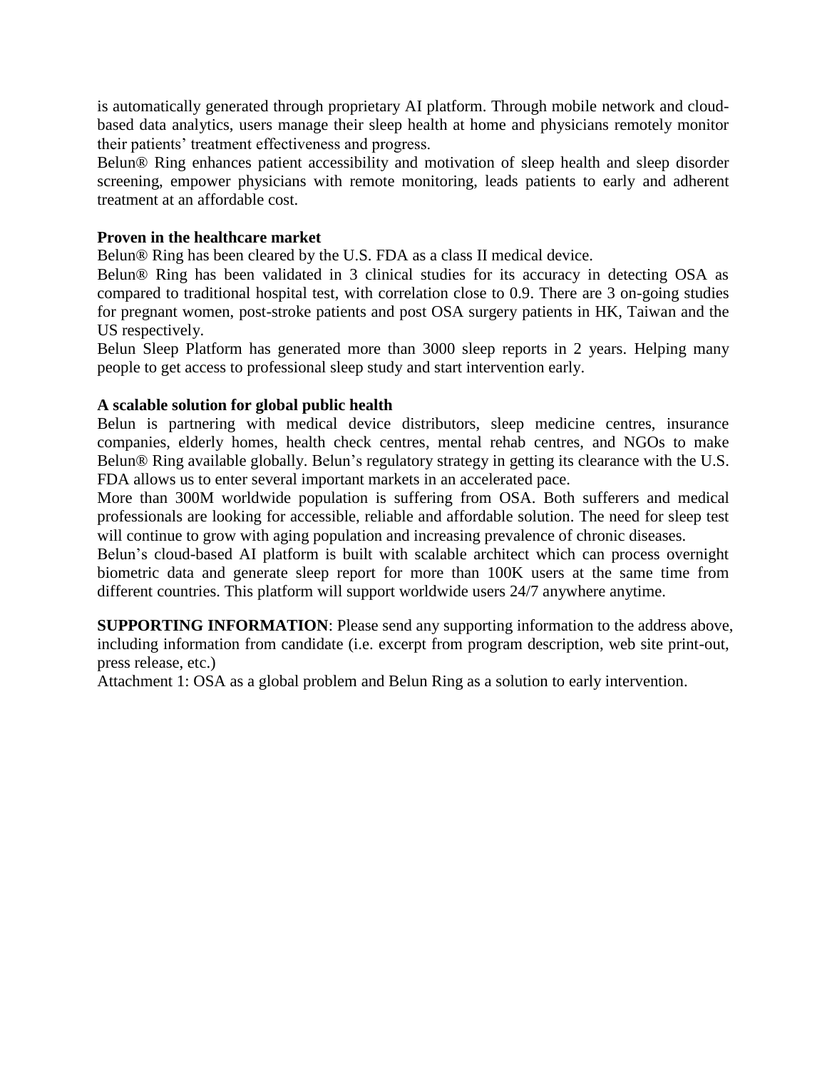is automatically generated through proprietary AI platform. Through mobile network and cloud-based data analytics, users manage their sleep health at home and physicians remotely monitor their patients' treatment effectiveness and progress.

Belun® Ring enhances patient accessibility and motivation of sleep health and sleep disorder screening, empower physicians with remote monitoring, leads patients to early and adherent treatment at an affordable cost.

**Proven in the healthcare market**

Belun® Ring has been cleared by the U.S. FDA as a class II medical device.

Belun® Ring has been validated in 3 clinical studies for its accuracy in detecting OSA as compared to traditional hospital test, with correlation close to 0.9. There are 3 on-going studies for pregnant women, post-stroke patients and post OSA surgery patients in HK, Taiwan and the US respectively.

Belun Sleep Platform has generated more than 3000 sleep reports in 2 years. Helping many people to get access to professional sleep study and start intervention early.

**A scalable solution for global public health**

Belun is partnering with medical device distributors, sleep medicine centres, insurance companies, elderly homes, health check centres, mental rehab centres, and NGOs to make Belun® Ring available globally. Belun's regulatory strategy in getting its clearance with the U.S. FDA allows us to enter several important markets in an accelerated pace.

More than 300M worldwide population is suffering from OSA. Both sufferers and medical professionals are looking for accessible, reliable and affordable solution. The need for sleep test will continue to grow with aging population and increasing prevalence of chronic diseases.

Belun's cloud-based AI platform is built with scalable architect which can process overnight biometric data and generate sleep report for more than 100K users at the same time from different countries. This platform will support worldwide users 24/7 anywhere anytime.

**SUPPORTING INFORMATION**: Please send any supporting information to the address above, including information from candidate (i.e. excerpt from program description, web site print-out, press release, etc.)

Attachment 1: OSA as a global problem and Belun Ring as a solution to early intervention.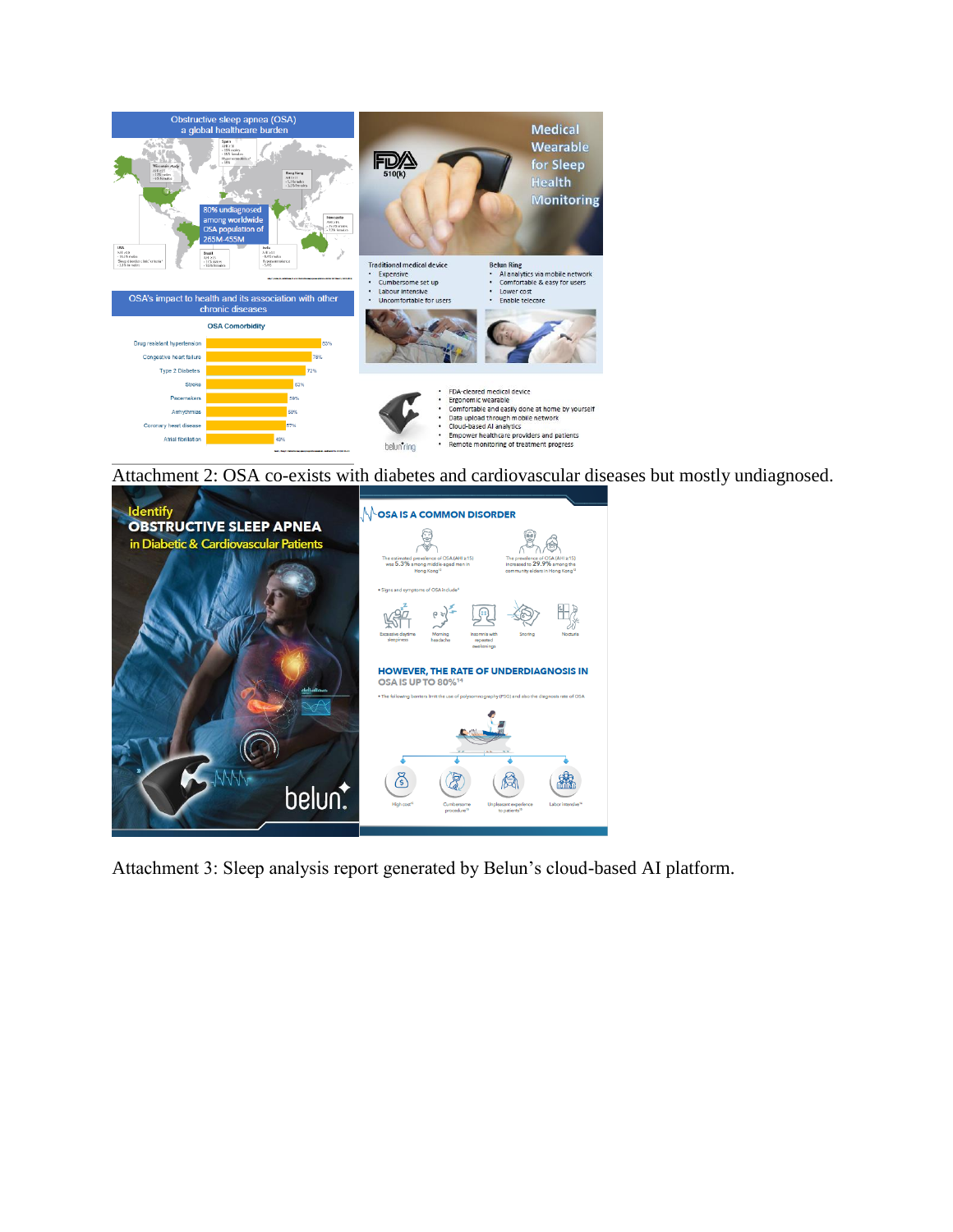Attachment 2: OSA co-exists with diabetes and cardiovascular diseases but mostly undiagnosed.

Attachment 3: Sleep analysis report generated by Belun's cloud-based AI platform.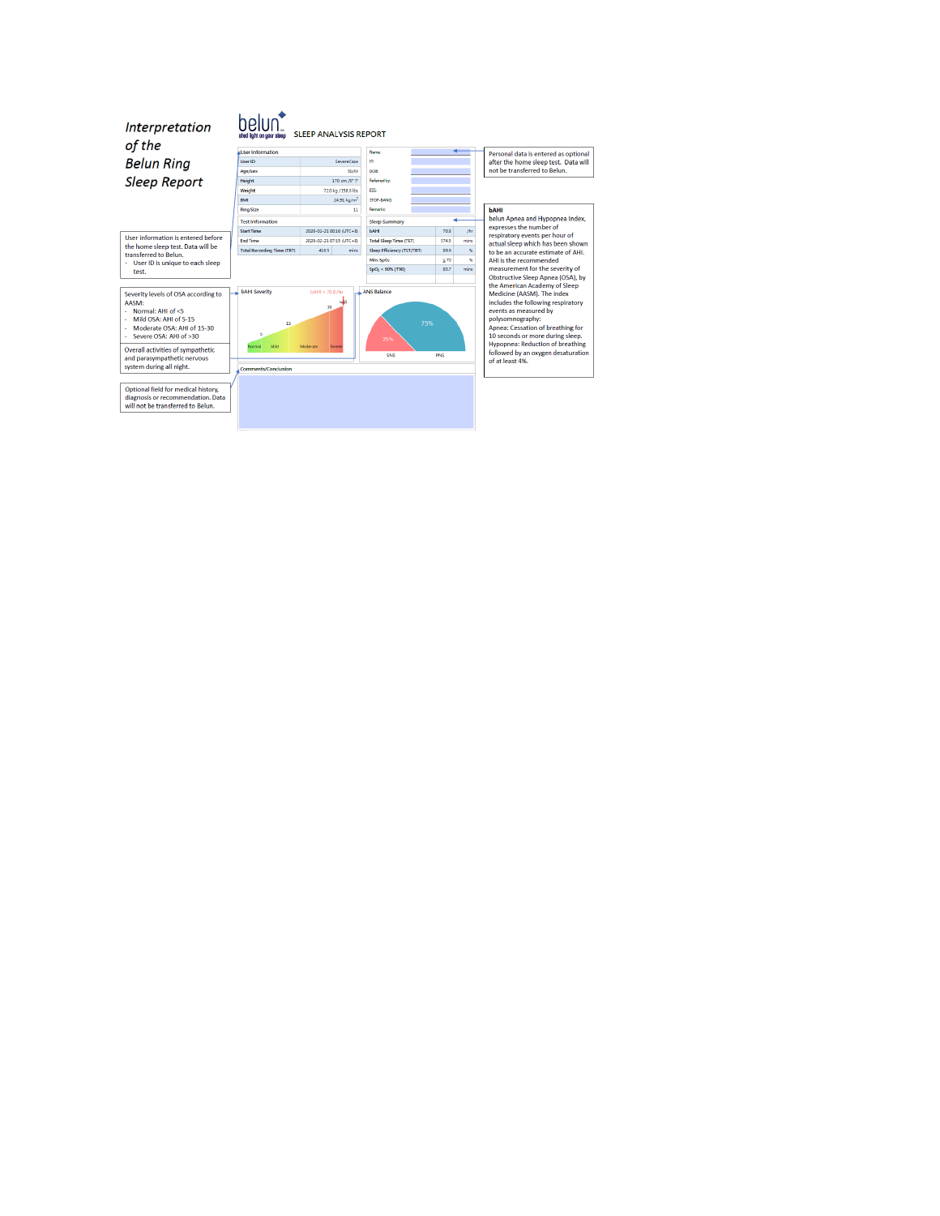# *Interpretation of the Belun Ring Sleep Report*

belun
shed light on your sleep

SLEEP ANALYSIS REPORT

User Information

| | |
|---|---|
| User ID | SevereCase |
| Age/Sex | 50/M |
| Height | 170 cm /5' 7" |
| Weight | 72.0 kg /158.8 lbs |
| BMI | 24.91 kg/m$^2$ |
| Ring Size | 11 |

| | |
|---|---|
| Name: | |
| ID: | |
| DOB: | |
| Referred by: | |
| ESS: | |
| STOP-BANG: | |
| Remarks: | |

Personal data is entered as optional after the home sleep test. Data will not be transferred to Belun.

User information is entered before the home sleep test. Data will be transferred to Belun.

- User ID is unique to each sleep test.

Test Information

| | | |
|---|---|---|
| Start Time | 2020-02-21 00:16 (UTC+8) | |
| End Time | 2020-02-21 07:15 (UTC+8) | |
| Total Recording Time (TRT) | 418.5 | mins |

Sleep Summary

| | | |
|---|---|---|
| bAHI | 70.8 | /hr |
| Total Sleep Time (TST) | 374.5 | mins |
| Sleep Efficiency (TST/TRT) | 89.9 | % |
| Min SpO$_2$ | ≤70 | % |
| SpO$_2$ < 90% (T90) | 83.7 | mins |

**bAHI**
belun Apnea and Hypopnea Index, expresses the number of respiratory events per hour of actual sleep which has been shown to be an accurate estimate of AHI. AHI is the recommended measurement for the severity of Obstructive Sleep Apnea (OSA), by the American Academy of Sleep Medicine (AASM). The index includes the following respiratory events as measured by polysomnography:
Apnea: Cessation of breathing for 10 seconds or more during sleep.
Hypopnea: Reduction of breathing followed by an oxygen desaturation of at least 4%.

Severity levels of OSA according to AASM:

- Normal: AHI of <5
- Mild OSA: AHI of 5-15
- Moderate OSA: AHI of 15-30
- Severe OSA: AHI of >30

bAHI Severity

bAHI = 70.8 /hr

5
15
30
70.8

Normal
Mild
Moderate
Severe

Overall activities of sympathetic and parasympathetic nervous system during all night.

ANS Balance

75%
25%
SNS
PNS

Comments/Conclusion

Optional field for medical history, diagnosis or recommendation. Data will not be transferred to Belun.